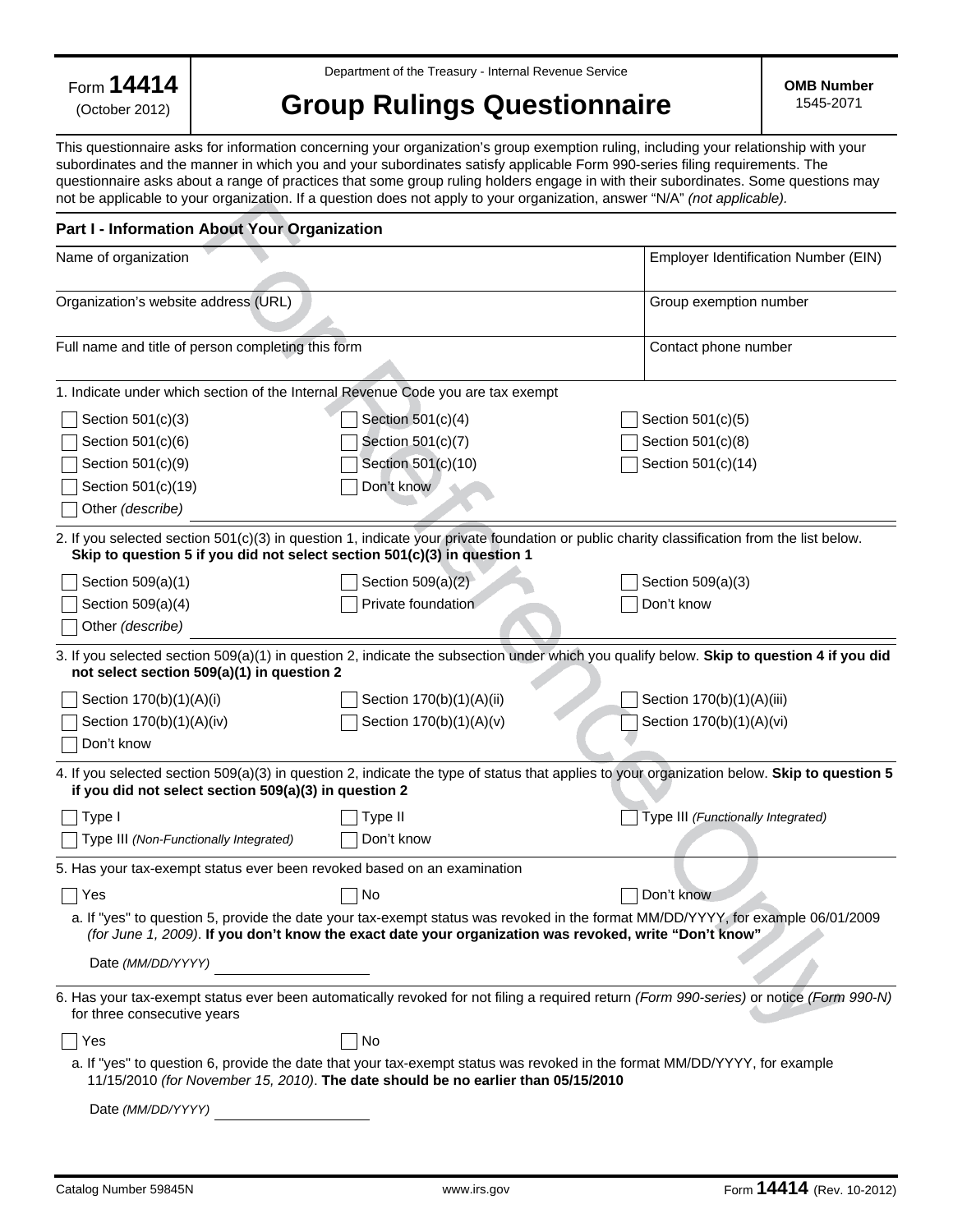Form **14414** (October 2012)

Department of the Treasury - Internal Revenue Service

# Group Rulings Questionnaire

**OMB Number** 1545-2071

This questionnaire asks for information concerning your organization's group exemption ruling, including your relationship with your subordinates and the manner in which you and your subordinates satisfy applicable Form 990-series filing requirements. The questionnaire asks about a range of practices that some group ruling holders engage in with their subordinates. Some questions may not be applicable to your organization. If a question does not apply to your organization, answer "N/A" *(not applicable).*

## Part I - Information About Your Organization

| Name of organization | Employer Identification Number (EIN) |
|---|---|
| Organization's website address (URL) | Group exemption number |
| Full name and title of person completing this form | Contact phone number |

1. Indicate under which section of the Internal Revenue Code you are tax exempt

- ☐ Section 501(c)(3)
- ☐ Section 501(c)(4)
- ☐ Section 501(c)(5)
- ☐ Section 501(c)(6)
- ☐ Section 501(c)(7)
- ☐ Section 501(c)(8)
- ☐ Section 501(c)(9)
- ☐ Section 501(c)(10)
- ☐ Section 501(c)(14)
- ☐ Section 501(c)(19)
- ☐ Don't know
- ☐ Other *(describe)*

2. If you selected section 501(c)(3) in question 1, indicate your private foundation or public charity classification from the list below. **Skip to question 5 if you did not select section 501(c)(3) in question 1**

- ☐ Section 509(a)(1)
- ☐ Section 509(a)(2)
- ☐ Section 509(a)(3)
- ☐ Section 509(a)(4)
- ☐ Private foundation
- ☐ Don't know
- ☐ Other *(describe)*

3. If you selected section 509(a)(1) in question 2, indicate the subsection under which you qualify below. **Skip to question 4 if you did not select section 509(a)(1) in question 2**

- ☐ Section 170(b)(1)(A)(i)
- ☐ Section 170(b)(1)(A)(ii)
- ☐ Section 170(b)(1)(A)(iii)
- ☐ Section 170(b)(1)(A)(iv)
- ☐ Section 170(b)(1)(A)(v)
- ☐ Section 170(b)(1)(A)(vi)
- ☐ Don't know

4. If you selected section 509(a)(3) in question 2, indicate the type of status that applies to your organization below. **Skip to question 5 if you did not select section 509(a)(3) in question 2**

- ☐ Type I
- ☐ Type II
- ☐ Type III *(Functionally Integrated)*
- ☐ Type III *(Non-Functionally Integrated)*
- ☐ Don't know

5. Has your tax-exempt status ever been revoked based on an examination

- ☐ Yes
- ☐ No
- ☐ Don't know

a. If "yes" to question 5, provide the date your tax-exempt status was revoked in the format MM/DD/YYYY, for example 06/01/2009 *(for June 1, 2009)*. **If you don't know the exact date your organization was revoked, write "Don't know"**

Date *(MM/DD/YYYY)* ____________________

6. Has your tax-exempt status ever been automatically revoked for not filing a required return *(Form 990-series)* or notice *(Form 990-N)* for three consecutive years

- ☐ Yes
- ☐ No

a. If "yes" to question 6, provide the date that your tax-exempt status was revoked in the format MM/DD/YYYY, for example 11/15/2010 *(for November 15, 2010)*. **The date should be no earlier than 05/15/2010**

Date *(MM/DD/YYYY)* ____________________

Catalog Number 59845N www.irs.gov Form **14414** (Rev. 10-2012)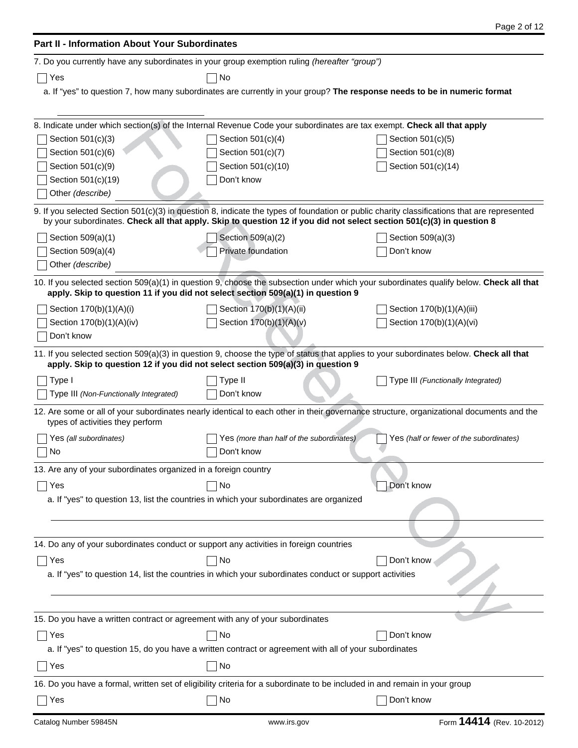## Part II - Information About Your Subordinates

7. Do you currently have any subordinates in your group exemption ruling *(hereafter "group")*

☐ Yes ☐ No

a. If "yes" to question 7, how many subordinates are currently in your group? **The response needs to be in numeric format**

\_\_\_\_\_\_\_\_\_\_\_\_\_\_\_\_\_\_\_\_\_\_\_\_\_\_\_\_\_\_

8. Indicate under which section(s) of the Internal Revenue Code your subordinates are tax exempt. **Check all that apply**

☐ Section 501(c)(3) ☐ Section 501(c)(4) ☐ Section 501(c)(5)
☐ Section 501(c)(6) ☐ Section 501(c)(7) ☐ Section 501(c)(8)
☐ Section 501(c)(9) ☐ Section 501(c)(10) ☐ Section 501(c)(14)
☐ Section 501(c)(19) ☐ Don't know
☐ Other *(describe)*

9. If you selected Section 501(c)(3) in question 8, indicate the types of foundation or public charity classifications that are represented by your subordinates. **Check all that apply. Skip to question 12 if you did not select section 501(c)(3) in question 8**

☐ Section 509(a)(1) ☐ Section 509(a)(2) ☐ Section 509(a)(3)
☐ Section 509(a)(4) ☐ Private foundation ☐ Don't know
☐ Other *(describe)*

10. If you selected section 509(a)(1) in question 9, choose the subsection under which your subordinates qualify below. **Check all that apply. Skip to question 11 if you did not select section 509(a)(1) in question 9**

☐ Section 170(b)(1)(A)(i) ☐ Section 170(b)(1)(A)(ii) ☐ Section 170(b)(1)(A)(iii)
☐ Section 170(b)(1)(A)(iv) ☐ Section 170(b)(1)(A)(v) ☐ Section 170(b)(1)(A)(vi)
☐ Don't know

11. If you selected section 509(a)(3) in question 9, choose the type of status that applies to your subordinates below. **Check all that apply. Skip to question 12 if you did not select section 509(a)(3) in question 9**

☐ Type I ☐ Type II ☐ Type III *(Functionally Integrated)*
☐ Type III *(Non-Functionally Integrated)* ☐ Don't know

12. Are some or all of your subordinates nearly identical to each other in their governance structure, organizational documents and the types of activities they perform

☐ Yes *(all subordinates)* ☐ Yes *(more than half of the subordinates)* ☐ Yes *(half or fewer of the subordinates)*
☐ No ☐ Don't know

13. Are any of your subordinates organized in a foreign country

☐ Yes ☐ No ☐ Don't know

a. If "yes" to question 13, list the countries in which your subordinates are organized

\_\_\_\_\_\_\_\_\_\_\_\_\_\_\_\_\_\_\_\_\_\_\_\_\_\_\_\_\_\_

14. Do any of your subordinates conduct or support any activities in foreign countries

☐ Yes ☐ No ☐ Don't know

a. If "yes" to question 14, list the countries in which your subordinates conduct or support activities

\_\_\_\_\_\_\_\_\_\_\_\_\_\_\_\_\_\_\_\_\_\_\_\_\_\_\_\_\_\_

15. Do you have a written contract or agreement with any of your subordinates

☐ Yes ☐ No ☐ Don't know

a. If "yes" to question 15, do you have a written contract or agreement with all of your subordinates

☐ Yes ☐ No

16. Do you have a formal, written set of eligibility criteria for a subordinate to be included in and remain in your group

☐ Yes ☐ No ☐ Don't know

Catalog Number 59845N www.irs.gov Form **14414** (Rev. 10-2012)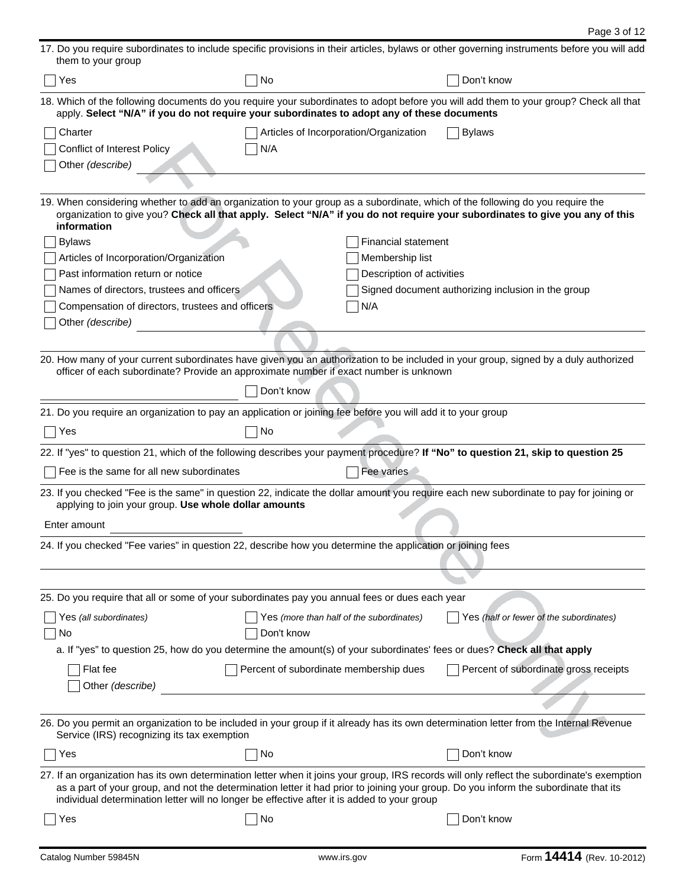17. Do you require subordinates to include specific provisions in their articles, bylaws or other governing instruments before you will add them to your group

☐ Yes ☐ No ☐ Don't know

18. Which of the following documents do you require your subordinates to adopt before you will add them to your group? Check all that apply. **Select "N/A" if you do not require your subordinates to adopt any of these documents**

☐ Charter ☐ Articles of Incorporation/Organization ☐ Bylaws
☐ Conflict of Interest Policy ☐ N/A
☐ Other *(describe)* ____________________

19. When considering whether to add an organization to your group as a subordinate, which of the following do you require the organization to give you? **Check all that apply. Select "N/A" if you do not require your subordinates to give you any of this information**

☐ Bylaws
☐ Articles of Incorporation/Organization
☐ Past information return or notice
☐ Names of directors, trustees and officers
☐ Compensation of directors, trustees and officers
☐ Financial statement
☐ Membership list
☐ Description of activities
☐ Signed document authorizing inclusion in the group
☐ N/A
☐ Other *(describe)* ____________________

20. How many of your current subordinates have given you an authorization to be included in your group, signed by a duly authorized officer of each subordinate? Provide an approximate number if exact number is unknown

____________________ ☐ Don't know

21. Do you require an organization to pay an application or joining fee before you will add it to your group

☐ Yes ☐ No

22. If "yes" to question 21, which of the following describes your payment procedure? **If "No" to question 21, skip to question 25**

☐ Fee is the same for all new subordinates ☐ Fee varies

23. If you checked "Fee is the same" in question 22, indicate the dollar amount you require each new subordinate to pay for joining or applying to join your group. **Use whole dollar amounts**

Enter amount ____________________

24. If you checked "Fee varies" in question 22, describe how you determine the application or joining fees

____________________

25. Do you require that all or some of your subordinates pay you annual fees or dues each year

☐ Yes *(all subordinates)* ☐ Yes *(more than half of the subordinates)* ☐ Yes *(half or fewer of the subordinates)*
☐ No ☐ Don't know

a. If "yes" to question 25, how do you determine the amount(s) of your subordinates' fees or dues? **Check all that apply**

☐ Flat fee ☐ Percent of subordinate membership dues ☐ Percent of subordinate gross receipts
☐ Other *(describe)* ____________________

26. Do you permit an organization to be included in your group if it already has its own determination letter from the Internal Revenue Service (IRS) recognizing its tax exemption

☐ Yes ☐ No ☐ Don't know

27. If an organization has its own determination letter when it joins your group, IRS records will only reflect the subordinate's exemption as a part of your group, and not the determination letter it had prior to joining your group. Do you inform the subordinate that its individual determination letter will no longer be effective after it is added to your group

☐ Yes ☐ No ☐ Don't know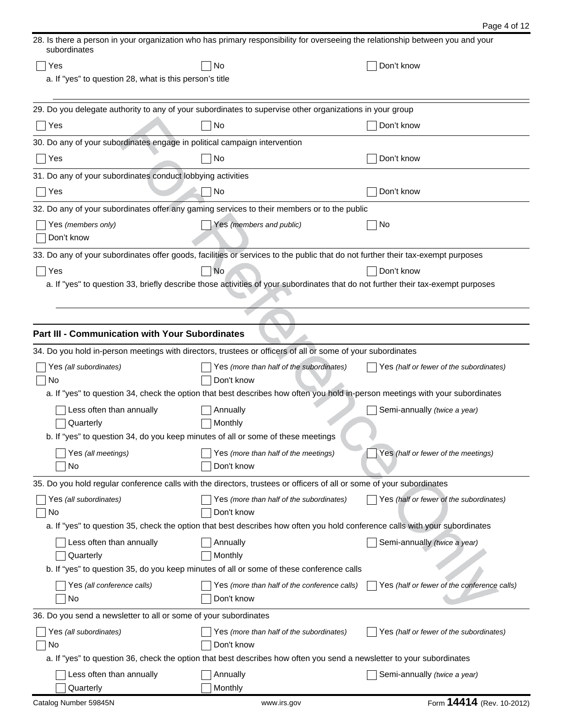28. Is there a person in your organization who has primary responsibility for overseeing the relationship between you and your subordinates

☐ Yes ☐ No ☐ Don't know

a. If "yes" to question 28, what is this person's title

29. Do you delegate authority to any of your subordinates to supervise other organizations in your group

☐ Yes ☐ No ☐ Don't know

30. Do any of your subordinates engage in political campaign intervention

☐ Yes ☐ No ☐ Don't know

31. Do any of your subordinates conduct lobbying activities

☐ Yes ☐ No ☐ Don't know

32. Do any of your subordinates offer any gaming services to their members or to the public

☐ Yes *(members only)* ☐ Yes *(members and public)* ☐ No
☐ Don't know

33. Do any of your subordinates offer goods, facilities or services to the public that do not further their tax-exempt purposes

☐ Yes ☐ No ☐ Don't know

a. If "yes" to question 33, briefly describe those activities of your subordinates that do not further their tax-exempt purposes

## Part III - Communication with Your Subordinates

34. Do you hold in-person meetings with directors, trustees or officers of all or some of your subordinates

☐ Yes *(all subordinates)* ☐ Yes *(more than half of the subordinates)* ☐ Yes *(half or fewer of the subordinates)*
☐ No ☐ Don't know

a. If "yes" to question 34, check the option that best describes how often you hold in-person meetings with your subordinates

☐ Less often than annually ☐ Annually ☐ Semi-annually *(twice a year)*
☐ Quarterly ☐ Monthly

b. If "yes" to question 34, do you keep minutes of all or some of these meetings

☐ Yes *(all meetings)* ☐ Yes *(more than half of the meetings)* ☐ Yes *(half or fewer of the meetings)*
☐ No ☐ Don't know

35. Do you hold regular conference calls with the directors, trustees or officers of all or some of your subordinates

☐ Yes *(all subordinates)* ☐ Yes *(more than half of the subordinates)* ☐ Yes *(half or fewer of the subordinates)*
☐ No ☐ Don't know

a. If "yes" to question 35, check the option that best describes how often you hold conference calls with your subordinates

☐ Less often than annually ☐ Annually ☐ Semi-annually *(twice a year)*
☐ Quarterly ☐ Monthly

b. If "yes" to question 35, do you keep minutes of all or some of these conference calls

☐ Yes *(all conference calls)* ☐ Yes *(more than half of the conference calls)* ☐ Yes *(half or fewer of the conference calls)*
☐ No ☐ Don't know

36. Do you send a newsletter to all or some of your subordinates

☐ Yes *(all subordinates)* ☐ Yes *(more than half of the subordinates)* ☐ Yes *(half or fewer of the subordinates)*
☐ No ☐ Don't know

a. If "yes" to question 36, check the option that best describes how often you send a newsletter to your subordinates

☐ Less often than annually ☐ Annually ☐ Semi-annually *(twice a year)*
☐ Quarterly ☐ Monthly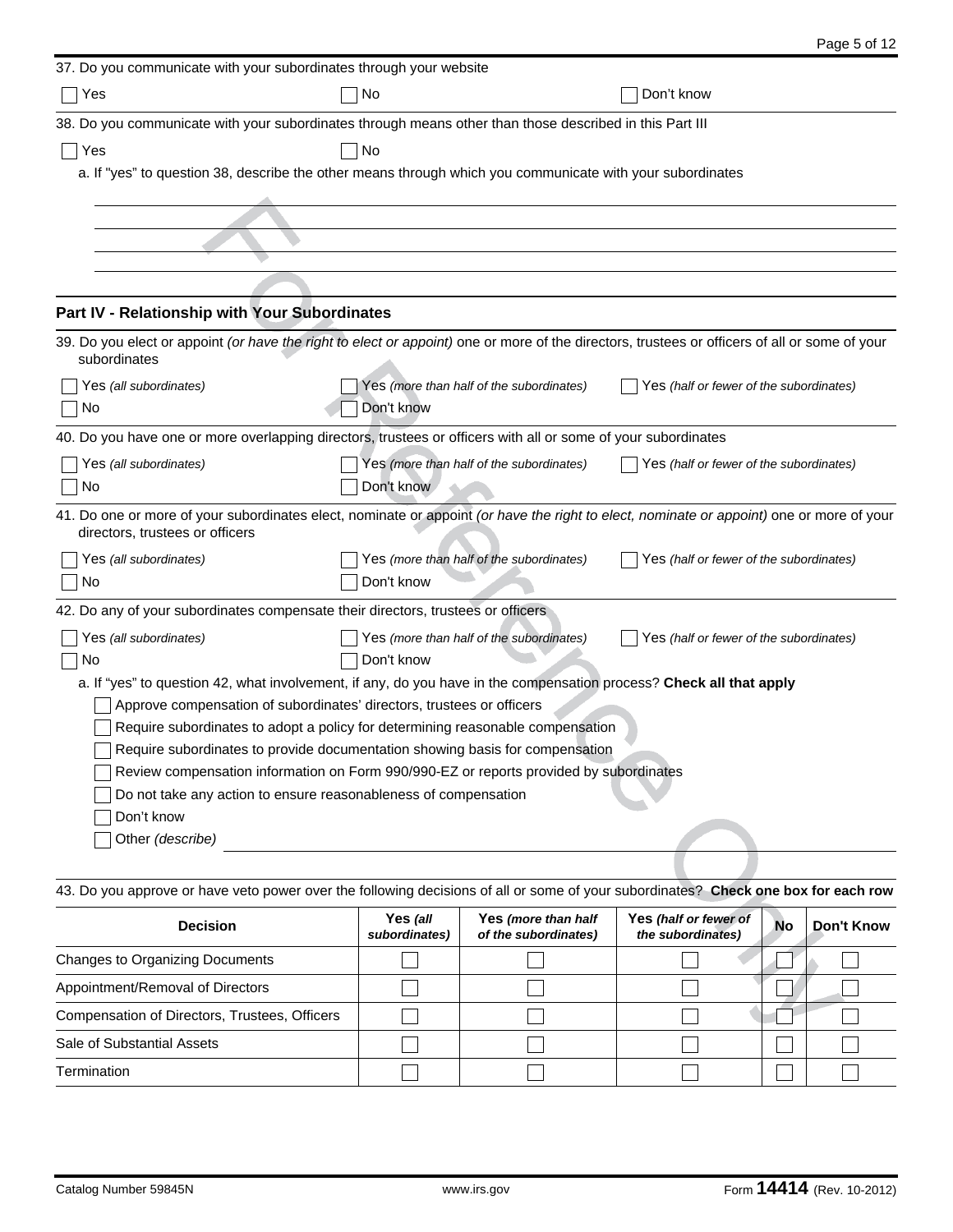37. Do you communicate with your subordinates through your website

☐ Yes ☐ No ☐ Don't know

38. Do you communicate with your subordinates through means other than those described in this Part III

☐ Yes ☐ No

a. If "yes" to question 38, describe the other means through which you communicate with your subordinates

## Part IV - Relationship with Your Subordinates

39. Do you elect or appoint *(or have the right to elect or appoint)* one or more of the directors, trustees or officers of all or some of your subordinates

☐ Yes *(all subordinates)* ☐ Yes *(more than half of the subordinates)* ☐ Yes *(half or fewer of the subordinates)*
☐ No ☐ Don't know

40. Do you have one or more overlapping directors, trustees or officers with all or some of your subordinates

☐ Yes *(all subordinates)* ☐ Yes *(more than half of the subordinates)* ☐ Yes *(half or fewer of the subordinates)*
☐ No ☐ Don't know

41. Do one or more of your subordinates elect, nominate or appoint *(or have the right to elect, nominate or appoint)* one or more of your directors, trustees or officers

☐ Yes *(all subordinates)* ☐ Yes *(more than half of the subordinates)* ☐ Yes *(half or fewer of the subordinates)*
☐ No ☐ Don't know

42. Do any of your subordinates compensate their directors, trustees or officers

☐ Yes *(all subordinates)* ☐ Yes *(more than half of the subordinates)* ☐ Yes *(half or fewer of the subordinates)*
☐ No ☐ Don't know

a. If "yes" to question 42, what involvement, if any, do you have in the compensation process? **Check all that apply**

☐ Approve compensation of subordinates' directors, trustees or officers
☐ Require subordinates to adopt a policy for determining reasonable compensation
☐ Require subordinates to provide documentation showing basis for compensation
☐ Review compensation information on Form 990/990-EZ or reports provided by subordinates
☐ Do not take any action to ensure reasonableness of compensation
☐ Don't know
☐ Other *(describe)*

43. Do you approve or have veto power over the following decisions of all or some of your subordinates? **Check one box for each row**

| Decision | Yes *(all subordinates)* | Yes *(more than half of the subordinates)* | Yes *(half or fewer of the subordinates)* | No | Don't Know |
|---|---|---|---|---|---|
| Changes to Organizing Documents | ☐ | ☐ | ☐ | ☐ | ☐ |
| Appointment/Removal of Directors | ☐ | ☐ | ☐ | ☐ | ☐ |
| Compensation of Directors, Trustees, Officers | ☐ | ☐ | ☐ | ☐ | ☐ |
| Sale of Substantial Assets | ☐ | ☐ | ☐ | ☐ | ☐ |
| Termination | ☐ | ☐ | ☐ | ☐ | ☐ |

Catalog Number 59845N www.irs.gov Form **14414** (Rev. 10-2012)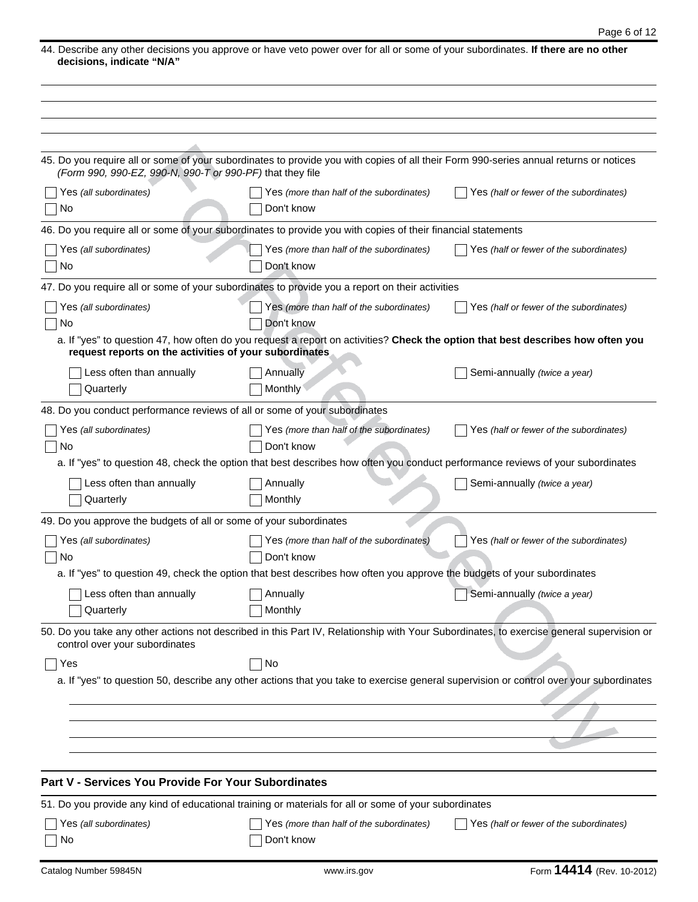44. Describe any other decisions you approve or have veto power over for all or some of your subordinates. **If there are no other decisions, indicate "N/A"**

45. Do you require all or some of your subordinates to provide you with copies of all their Form 990-series annual returns or notices *(Form 990, 990-EZ, 990-N, 990-T or 990-PF)* that they file

☐ Yes *(all subordinates)* ☐ Yes *(more than half of the subordinates)* ☐ Yes *(half or fewer of the subordinates)*
☐ No ☐ Don't know

46. Do you require all or some of your subordinates to provide you with copies of their financial statements

☐ Yes *(all subordinates)* ☐ Yes *(more than half of the subordinates)* ☐ Yes *(half or fewer of the subordinates)*
☐ No ☐ Don't know

47. Do you require all or some of your subordinates to provide you a report on their activities

☐ Yes *(all subordinates)* ☐ Yes *(more than half of the subordinates)* ☐ Yes *(half or fewer of the subordinates)*
☐ No ☐ Don't know

a. If "yes" to question 47, how often do you request a report on activities? **Check the option that best describes how often you request reports on the activities of your subordinates**

☐ Less often than annually ☐ Annually ☐ Semi-annually *(twice a year)*
☐ Quarterly ☐ Monthly

48. Do you conduct performance reviews of all or some of your subordinates

☐ Yes *(all subordinates)* ☐ Yes *(more than half of the subordinates)* ☐ Yes *(half or fewer of the subordinates)*
☐ No ☐ Don't know

a. If "yes" to question 48, check the option that best describes how often you conduct performance reviews of your subordinates

☐ Less often than annually ☐ Annually ☐ Semi-annually *(twice a year)*
☐ Quarterly ☐ Monthly

49. Do you approve the budgets of all or some of your subordinates

☐ Yes *(all subordinates)* ☐ Yes *(more than half of the subordinates)* ☐ Yes *(half or fewer of the subordinates)*
☐ No ☐ Don't know

a. If "yes" to question 49, check the option that best describes how often you approve the budgets of your subordinates

☐ Less often than annually ☐ Annually ☐ Semi-annually *(twice a year)*
☐ Quarterly ☐ Monthly

50. Do you take any other actions not described in this Part IV, Relationship with Your Subordinates, to exercise general supervision or control over your subordinates

☐ Yes ☐ No

a. If "yes" to question 50, describe any other actions that you take to exercise general supervision or control over your subordinates

## Part V - Services You Provide For Your Subordinates

51. Do you provide any kind of educational training or materials for all or some of your subordinates

☐ Yes *(all subordinates)* ☐ Yes *(more than half of the subordinates)* ☐ Yes *(half or fewer of the subordinates)*
☐ No ☐ Don't know

Catalog Number 59845N www.irs.gov Form **14414** (Rev. 10-2012)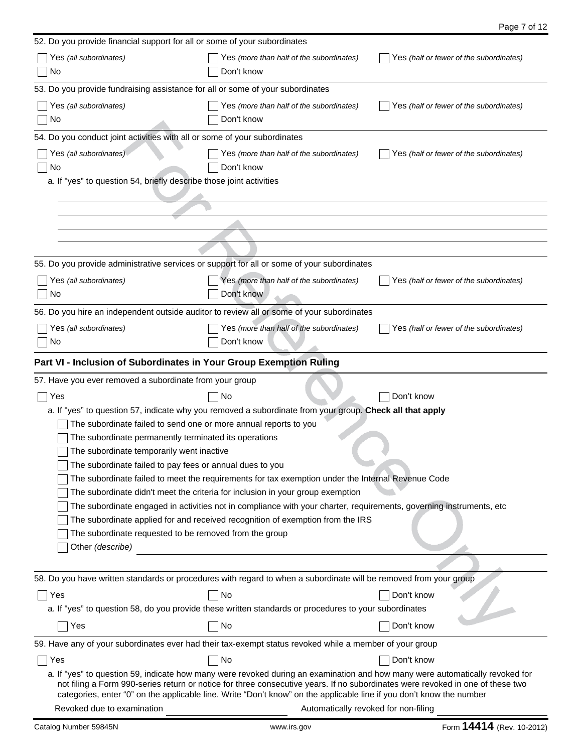52. Do you provide financial support for all or some of your subordinates

- [ ] Yes *(all subordinates)*
- [ ] Yes *(more than half of the subordinates)*
- [ ] Yes *(half or fewer of the subordinates)*
- [ ] No
- [ ] Don't know

53. Do you provide fundraising assistance for all or some of your subordinates

- [ ] Yes *(all subordinates)*
- [ ] Yes *(more than half of the subordinates)*
- [ ] Yes *(half or fewer of the subordinates)*
- [ ] No
- [ ] Don't know

54. Do you conduct joint activities with all or some of your subordinates

- [ ] Yes *(all subordinates)*
- [ ] Yes *(more than half of the subordinates)*
- [ ] Yes *(half or fewer of the subordinates)*
- [ ] No
- [ ] Don't know

a. If "yes" to question 54, briefly describe those joint activities

55. Do you provide administrative services or support for all or some of your subordinates

- [ ] Yes *(all subordinates)*
- [ ] Yes *(more than half of the subordinates)*
- [ ] Yes *(half or fewer of the subordinates)*
- [ ] No
- [ ] Don't know

56. Do you hire an independent outside auditor to review all or some of your subordinates

- [ ] Yes *(all subordinates)*
- [ ] Yes *(more than half of the subordinates)*
- [ ] Yes *(half or fewer of the subordinates)*
- [ ] No
- [ ] Don't know

## Part VI - Inclusion of Subordinates in Your Group Exemption Ruling

57. Have you ever removed a subordinate from your group

- [ ] Yes
- [ ] No
- [ ] Don't know

a. If "yes" to question 57, indicate why you removed a subordinate from your group. **Check all that apply**

- [ ] The subordinate failed to send one or more annual reports to you
- [ ] The subordinate permanently terminated its operations
- [ ] The subordinate temporarily went inactive
- [ ] The subordinate failed to pay fees or annual dues to you
- [ ] The subordinate failed to meet the requirements for tax exemption under the Internal Revenue Code
- [ ] The subordinate didn't meet the criteria for inclusion in your group exemption
- [ ] The subordinate engaged in activities not in compliance with your charter, requirements, governing instruments, etc
- [ ] The subordinate applied for and received recognition of exemption from the IRS
- [ ] The subordinate requested to be removed from the group
- [ ] Other *(describe)*

58. Do you have written standards or procedures with regard to when a subordinate will be removed from your group

- [ ] Yes
- [ ] No
- [ ] Don't know

a. If "yes" to question 58, do you provide these written standards or procedures to your subordinates

- [ ] Yes
- [ ] No
- [ ] Don't know

59. Have any of your subordinates ever had their tax-exempt status revoked while a member of your group

- [ ] Yes
- [ ] No
- [ ] Don't know

a. If "yes" to question 59, indicate how many were revoked during an examination and how many were automatically revoked for not filing a Form 990-series return or notice for three consecutive years. If no subordinates were revoked in one of these two categories, enter "0" on the applicable line. Write "Don't know" on the applicable line if you don't know the number

Revoked due to examination ____________ Automatically revoked for non-filing ____________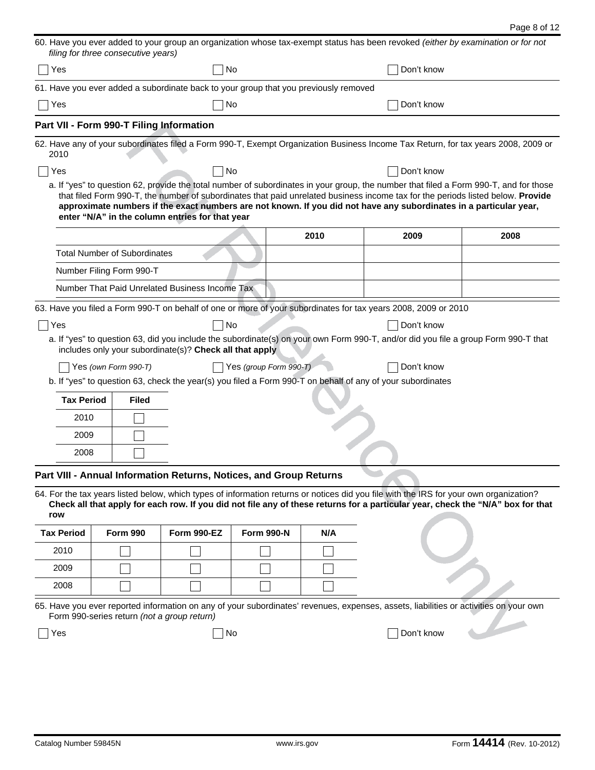60. Have you ever added to your group an organization whose tax-exempt status has been revoked *(either by examination or for not filing for three consecutive years)*

☐ Yes ☐ No ☐ Don't know

61. Have you ever added a subordinate back to your group that you previously removed

☐ Yes ☐ No ☐ Don't know

## Part VII - Form 990-T Filing Information

62. Have any of your subordinates filed a Form 990-T, Exempt Organization Business Income Tax Return, for tax years 2008, 2009 or 2010

☐ Yes ☐ No ☐ Don't know

a. If "yes" to question 62, provide the total number of subordinates in your group, the number that filed a Form 990-T, and for those that filed Form 990-T, the number of subordinates that paid unrelated business income tax for the periods listed below. **Provide approximate numbers if the exact numbers are not known. If you did not have any subordinates in a particular year, enter "N/A" in the column entries for that year**

| | 2010 | 2009 | 2008 |
|---|---|---|---|
| Total Number of Subordinates | | | |
| Number Filing Form 990-T | | | |
| Number That Paid Unrelated Business Income Tax | | | |

63. Have you filed a Form 990-T on behalf of one or more of your subordinates for tax years 2008, 2009 or 2010

☐ Yes ☐ No ☐ Don't know

a. If "yes" to question 63, did you include the subordinate(s) on your own Form 990-T, and/or did you file a group Form 990-T that includes only your subordinate(s)? **Check all that apply**

☐ Yes *(own Form 990-T)* ☐ Yes *(group Form 990-T)* ☐ Don't know

b. If "yes" to question 63, check the year(s) you filed a Form 990-T on behalf of any of your subordinates

| Tax Period | Filed |
|---|---|
| 2010 | ☐ |
| 2009 | ☐ |
| 2008 | ☐ |

## Part VIII - Annual Information Returns, Notices, and Group Returns

64. For the tax years listed below, which types of information returns or notices did you file with the IRS for your own organization? **Check all that apply for each row. If you did not file any of these returns for a particular year, check the "N/A" box for that row**

| Tax Period | Form 990 | Form 990-EZ | Form 990-N | N/A |
|---|---|---|---|---|
| 2010 | ☐ | ☐ | ☐ | ☐ |
| 2009 | ☐ | ☐ | ☐ | ☐ |
| 2008 | ☐ | ☐ | ☐ | ☐ |

65. Have you ever reported information on any of your subordinates' revenues, expenses, assets, liabilities or activities on your own Form 990-series return *(not a group return)*

☐ Yes ☐ No ☐ Don't know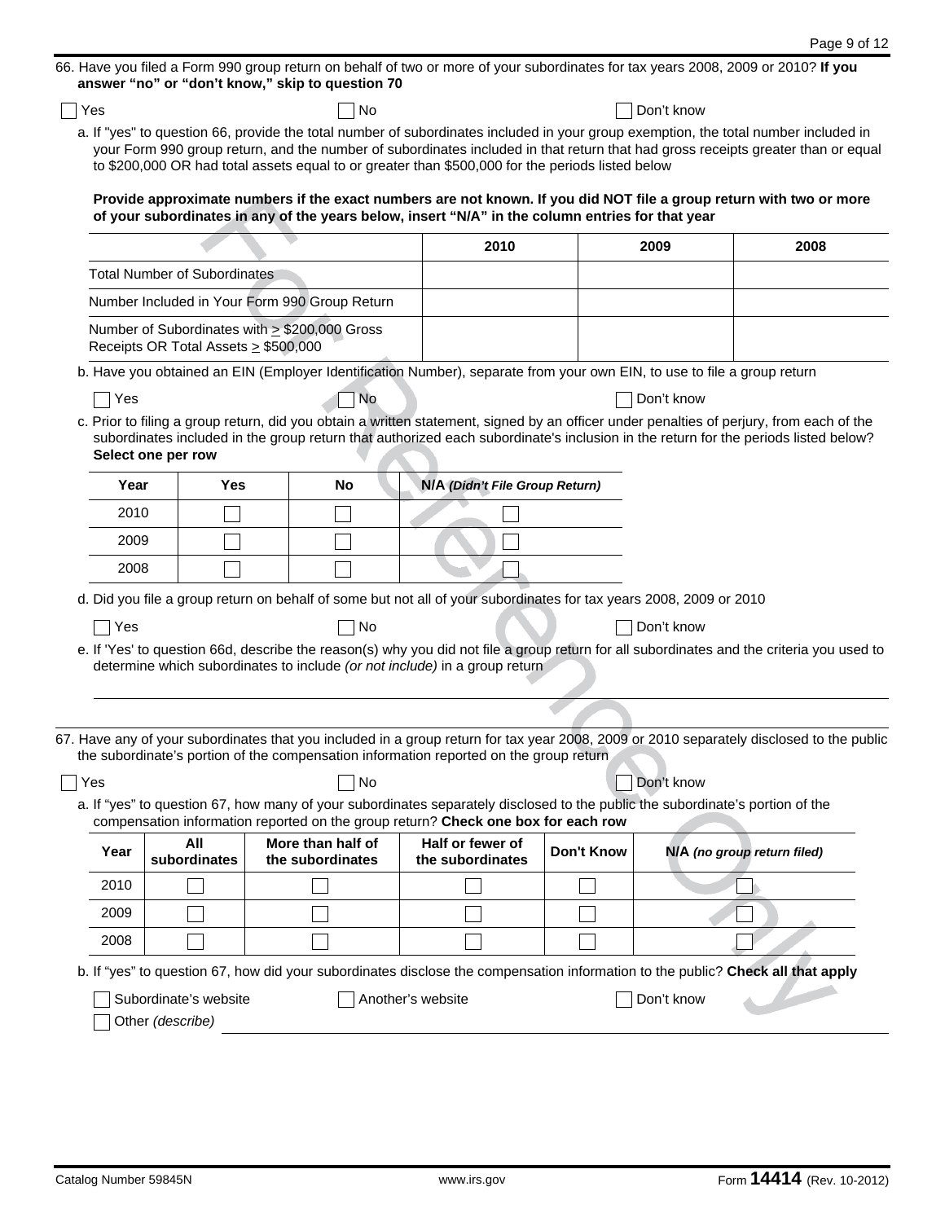66. Have you filed a Form 990 group return on behalf of two or more of your subordinates for tax years 2008, 2009 or 2010? **If you answer "no" or "don't know," skip to question 70**

☐ Yes ☐ No ☐ Don't know

a. If "yes" to question 66, provide the total number of subordinates included in your group exemption, the total number included in your Form 990 group return, and the number of subordinates included in that return that had gross receipts greater than or equal to $200,000 OR had total assets equal to or greater than $500,000 for the periods listed below

**Provide approximate numbers if the exact numbers are not known. If you did NOT file a group return with two or more of your subordinates in any of the years below, insert "N/A" in the column entries for that year**

| | 2010 | 2009 | 2008 |
|---|---|---|---|
| Total Number of Subordinates | | | |
| Number Included in Your Form 990 Group Return | | | |
| Number of Subordinates with ≥ $200,000 Gross Receipts OR Total Assets ≥ $500,000 | | | |

b. Have you obtained an EIN (Employer Identification Number), separate from your own EIN, to use to file a group return

☐ Yes ☐ No ☐ Don't know

c. Prior to filing a group return, did you obtain a written statement, signed by an officer under penalties of perjury, from each of the subordinates included in the group return that authorized each subordinate's inclusion in the return for the periods listed below? **Select one per row**

| Year | Yes | No | N/A *(Didn't File Group Return)* |
|---|---|---|---|
| 2010 | ☐ | ☐ | ☐ |
| 2009 | ☐ | ☐ | ☐ |
| 2008 | ☐ | ☐ | ☐ |

d. Did you file a group return on behalf of some but not all of your subordinates for tax years 2008, 2009 or 2010

☐ Yes ☐ No ☐ Don't know

e. If 'Yes' to question 66d, describe the reason(s) why you did not file a group return for all subordinates and the criteria you used to determine which subordinates to include *(or not include)* in a group return

67. Have any of your subordinates that you included in a group return for tax year 2008, 2009 or 2010 separately disclosed to the public the subordinate's portion of the compensation information reported on the group return

☐ Yes ☐ No ☐ Don't know

a. If "yes" to question 67, how many of your subordinates separately disclosed to the public the subordinate's portion of the compensation information reported on the group return? **Check one box for each row**

| Year | All subordinates | More than half of the subordinates | Half or fewer of the subordinates | Don't Know | N/A *(no group return filed)* |
|---|---|---|---|---|---|
| 2010 | ☐ | ☐ | ☐ | ☐ | ☐ |
| 2009 | ☐ | ☐ | ☐ | ☐ | ☐ |
| 2008 | ☐ | ☐ | ☐ | ☐ | ☐ |

b. If "yes" to question 67, how did your subordinates disclose the compensation information to the public? **Check all that apply**

☐ Subordinate's website ☐ Another's website ☐ Don't know

☐ Other *(describe)*

Catalog Number 59845N www.irs.gov Form **14414** (Rev. 10-2012)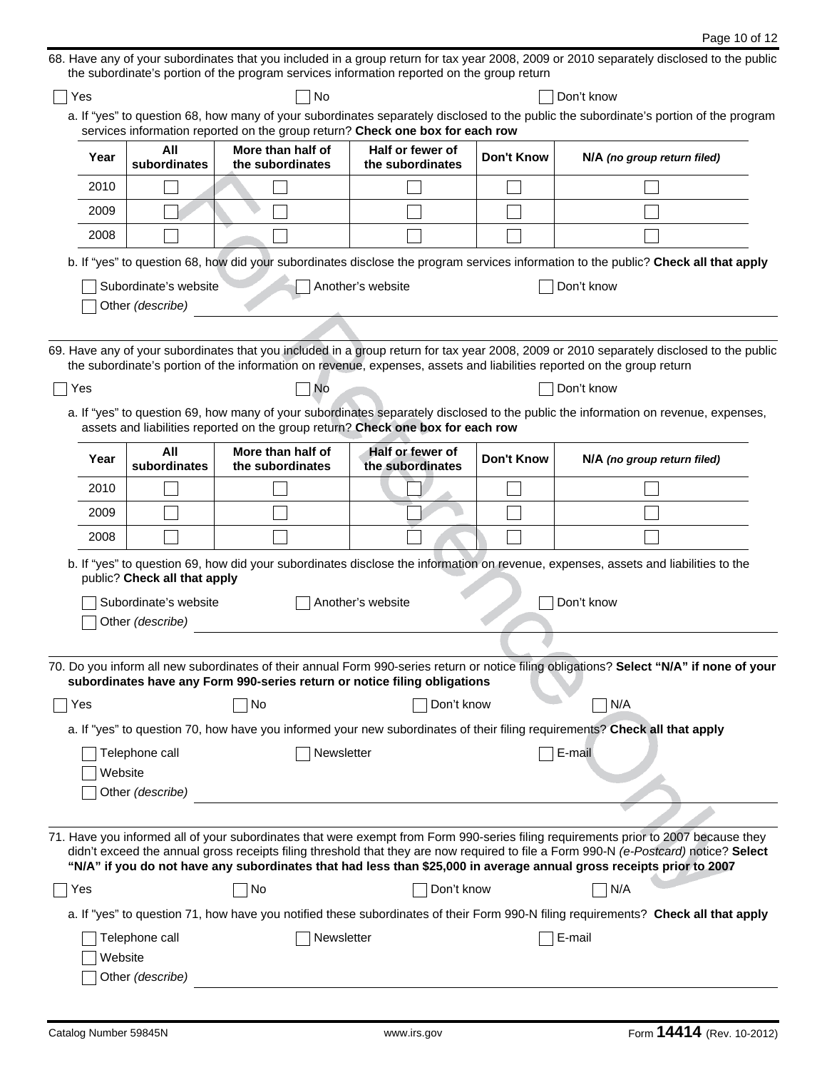68. Have any of your subordinates that you included in a group return for tax year 2008, 2009 or 2010 separately disclosed to the public the subordinate's portion of the program services information reported on the group return

☐ Yes ☐ No ☐ Don't know

a. If "yes" to question 68, how many of your subordinates separately disclosed to the public the subordinate's portion of the program services information reported on the group return? **Check one box for each row**

| Year | All subordinates | More than half of the subordinates | Half or fewer of the subordinates | Don't Know | N/A *(no group return filed)* |
|---|---|---|---|---|---|
| 2010 | ☐ | ☐ | ☐ | ☐ | ☐ |
| 2009 | ☐ | ☐ | ☐ | ☐ | ☐ |
| 2008 | ☐ | ☐ | ☐ | ☐ | ☐ |

b. If "yes" to question 68, how did your subordinates disclose the program services information to the public? **Check all that apply**

☐ Subordinate's website ☐ Another's website ☐ Don't know

☐ Other *(describe)* ____________________

69. Have any of your subordinates that you included in a group return for tax year 2008, 2009 or 2010 separately disclosed to the public the subordinate's portion of the information on revenue, expenses, assets and liabilities reported on the group return

☐ Yes ☐ No ☐ Don't know

a. If "yes" to question 69, how many of your subordinates separately disclosed to the public the information on revenue, expenses, assets and liabilities reported on the group return? **Check one box for each row**

| Year | All subordinates | More than half of the subordinates | Half or fewer of the subordinates | Don't Know | N/A *(no group return filed)* |
|---|---|---|---|---|---|
| 2010 | ☐ | ☐ | ☐ | ☐ | ☐ |
| 2009 | ☐ | ☐ | ☐ | ☐ | ☐ |
| 2008 | ☐ | ☐ | ☐ | ☐ | ☐ |

b. If "yes" to question 69, how did your subordinates disclose the information on revenue, expenses, assets and liabilities to the public? **Check all that apply**

☐ Subordinate's website ☐ Another's website ☐ Don't know

☐ Other *(describe)* ____________________

70. Do you inform all new subordinates of their annual Form 990-series return or notice filing obligations? **Select "N/A" if none of your subordinates have any Form 990-series return or notice filing obligations**

☐ Yes ☐ No ☐ Don't know ☐ N/A

a. If "yes" to question 70, how have you informed your new subordinates of their filing requirements? **Check all that apply**

☐ Telephone call ☐ Newsletter ☐ E-mail

☐ Website

☐ Other *(describe)* ____________________

71. Have you informed all of your subordinates that were exempt from Form 990-series filing requirements prior to 2007 because they didn't exceed the annual gross receipts filing threshold that they are now required to file a Form 990-N *(e-Postcard)* notice? **Select "N/A" if you do not have any subordinates that had less than $25,000 in average annual gross receipts prior to 2007**

☐ Yes ☐ No ☐ Don't know ☐ N/A

a. If "yes" to question 71, how have you notified these subordinates of their Form 990-N filing requirements? **Check all that apply**

☐ Telephone call ☐ Newsletter ☐ E-mail

☐ Website

☐ Other *(describe)* ____________________

Catalog Number 59845N www.irs.gov Form **14414** (Rev. 10-2012)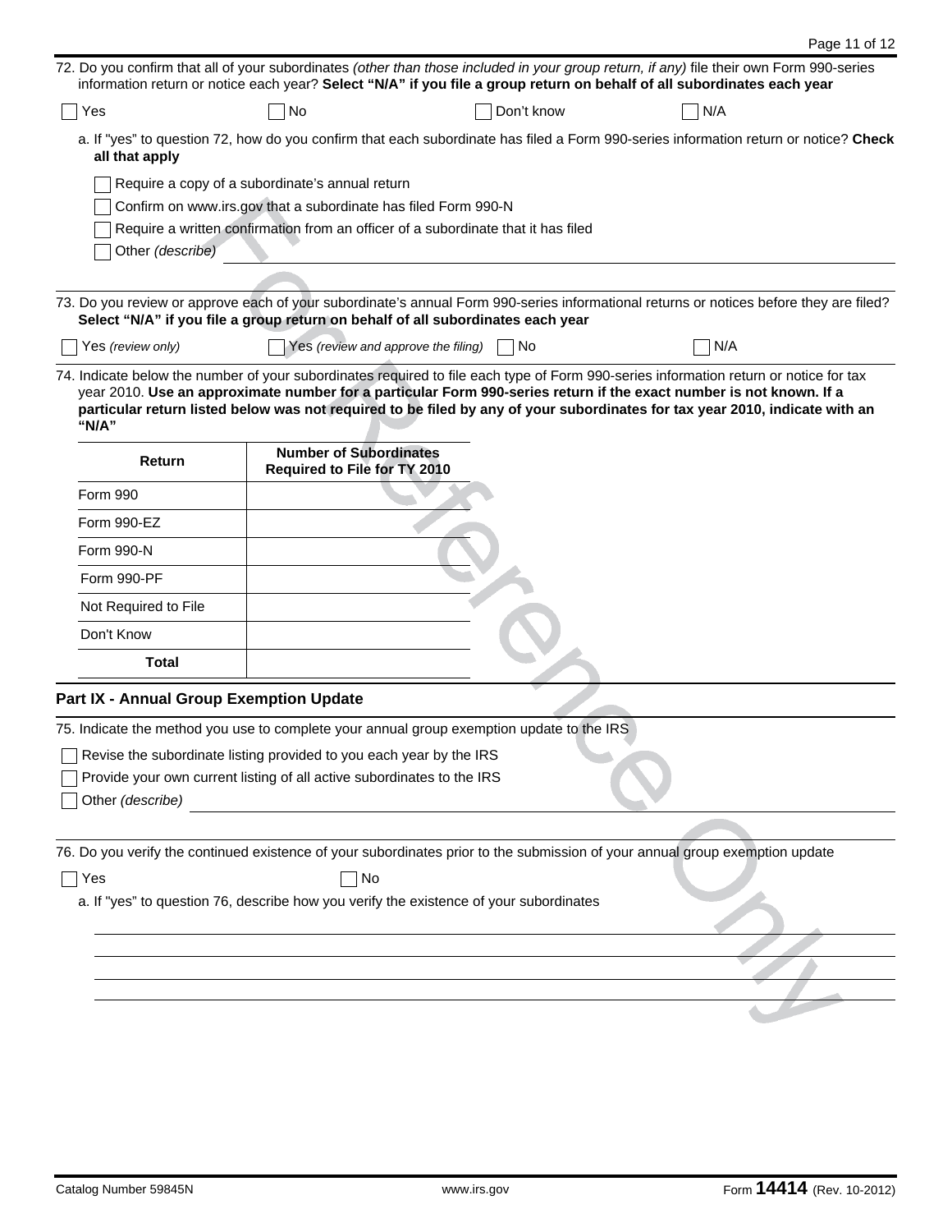72. Do you confirm that all of your subordinates *(other than those included in your group return, if any)* file their own Form 990-series information return or notice each year? **Select "N/A" if you file a group return on behalf of all subordinates each year**

☐ Yes ☐ No ☐ Don't know ☐ N/A

a. If "yes" to question 72, how do you confirm that each subordinate has filed a Form 990-series information return or notice? **Check all that apply**

☐ Require a copy of a subordinate's annual return
☐ Confirm on www.irs.gov that a subordinate has filed Form 990-N
☐ Require a written confirmation from an officer of a subordinate that it has filed
☐ Other *(describe)*

73. Do you review or approve each of your subordinate's annual Form 990-series informational returns or notices before they are filed? **Select "N/A" if you file a group return on behalf of all subordinates each year**

☐ Yes *(review only)* ☐ Yes *(review and approve the filing)* ☐ No ☐ N/A

74. Indicate below the number of your subordinates required to file each type of Form 990-series information return or notice for tax year 2010. **Use an approximate number for a particular Form 990-series return if the exact number is not known. If a particular return listed below was not required to be filed by any of your subordinates for tax year 2010, indicate with an "N/A"**

| Return | Number of Subordinates Required to File for TY 2010 |
|---|---|
| Form 990 | |
| Form 990-EZ | |
| Form 990-N | |
| Form 990-PF | |
| Not Required to File | |
| Don't Know | |
| **Total** | |

## Part IX - Annual Group Exemption Update

75. Indicate the method you use to complete your annual group exemption update to the IRS

☐ Revise the subordinate listing provided to you each year by the IRS
☐ Provide your own current listing of all active subordinates to the IRS
☐ Other *(describe)*

76. Do you verify the continued existence of your subordinates prior to the submission of your annual group exemption update

☐ Yes ☐ No

a. If "yes" to question 76, describe how you verify the existence of your subordinates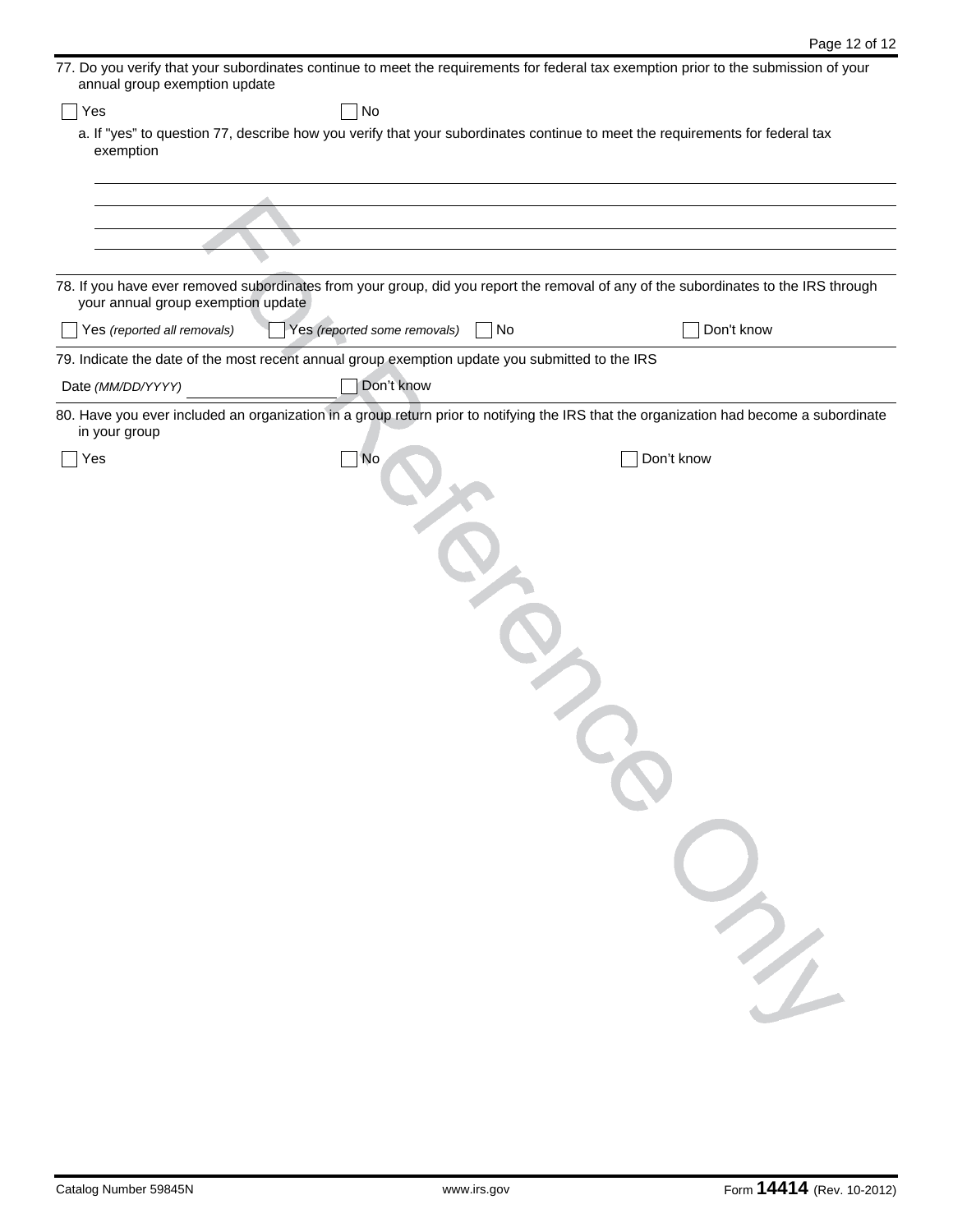77. Do you verify that your subordinates continue to meet the requirements for federal tax exemption prior to the submission of your annual group exemption update

☐ Yes ☐ No

a. If "yes" to question 77, describe how you verify that your subordinates continue to meet the requirements for federal tax exemption

78. If you have ever removed subordinates from your group, did you report the removal of any of the subordinates to the IRS through your annual group exemption update

☐ Yes *(reported all removals)* ☐ Yes *(reported some removals)* ☐ No ☐ Don't know

79. Indicate the date of the most recent annual group exemption update you submitted to the IRS

Date *(MM/DD/YYYY)* ____________ ☐ Don't know

80. Have you ever included an organization in a group return prior to notifying the IRS that the organization had become a subordinate in your group

☐ Yes ☐ No ☐ Don't know

For Reference Only

Catalog Number 59845N www.irs.gov Form **14414** (Rev. 10-2012)